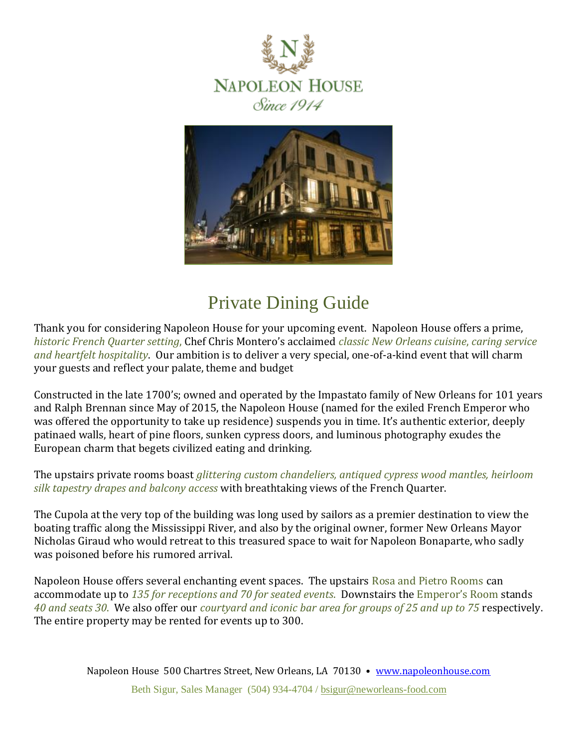# NAPOLEON HOUSE

*Since 1914*

## Private Dining Guide

Thank you for considering Napoleon House for your upcoming event. Napoleon House offers a prime, *historic French Quarter setting,* Chef Chris Montero's acclaimed *classic New Orleans cuisine, caring service and heartfelt hospitality*. Our ambition is to deliver a very special, one-of-a-kind event that will charm your guests and reflect your palate, theme and budget

Constructed in the late 1700's; owned and operated by the Impastato family of New Orleans for 101 years and Ralph Brennan since May of 2015, the Napoleon House (named for the exiled French Emperor who was offered the opportunity to take up residence) suspends you in time. It's authentic exterior, deeply patinaed walls, heart of pine floors, sunken cypress doors, and luminous photography exudes the European charm that begets civilized eating and drinking.

The upstairs private rooms boast *glittering custom chandeliers, antiqued cypress wood mantles, heirloom silk tapestry drapes and balcony access* with breathtaking views of the French Quarter.

The Cupola at the very top of the building was long used by sailors as a premier destination to view the boating traffic along the Mississippi River, and also by the original owner, former New Orleans Mayor Nicholas Giraud who would retreat to this treasured space to wait for Napoleon Bonaparte, who sadly was poisoned before his rumored arrival.

Napoleon House offers several enchanting event spaces. The upstairs Rosa and Pietro Rooms can accommodate up to *135 for receptions and 70 for seated events.* Downstairs the Emperor's Room stands *40 and seats 30.* We also offer our *courtyard and iconic bar area for groups of 25 and up to 75* respectively. The entire property may be rented for events up to 300.

Napoleon House 500 Chartres Street, New Orleans, LA 70130 • www.napoleonhouse.com

Beth Sigur, Sales Manager (504) 934-4704 / bsigur@neworleans-food.com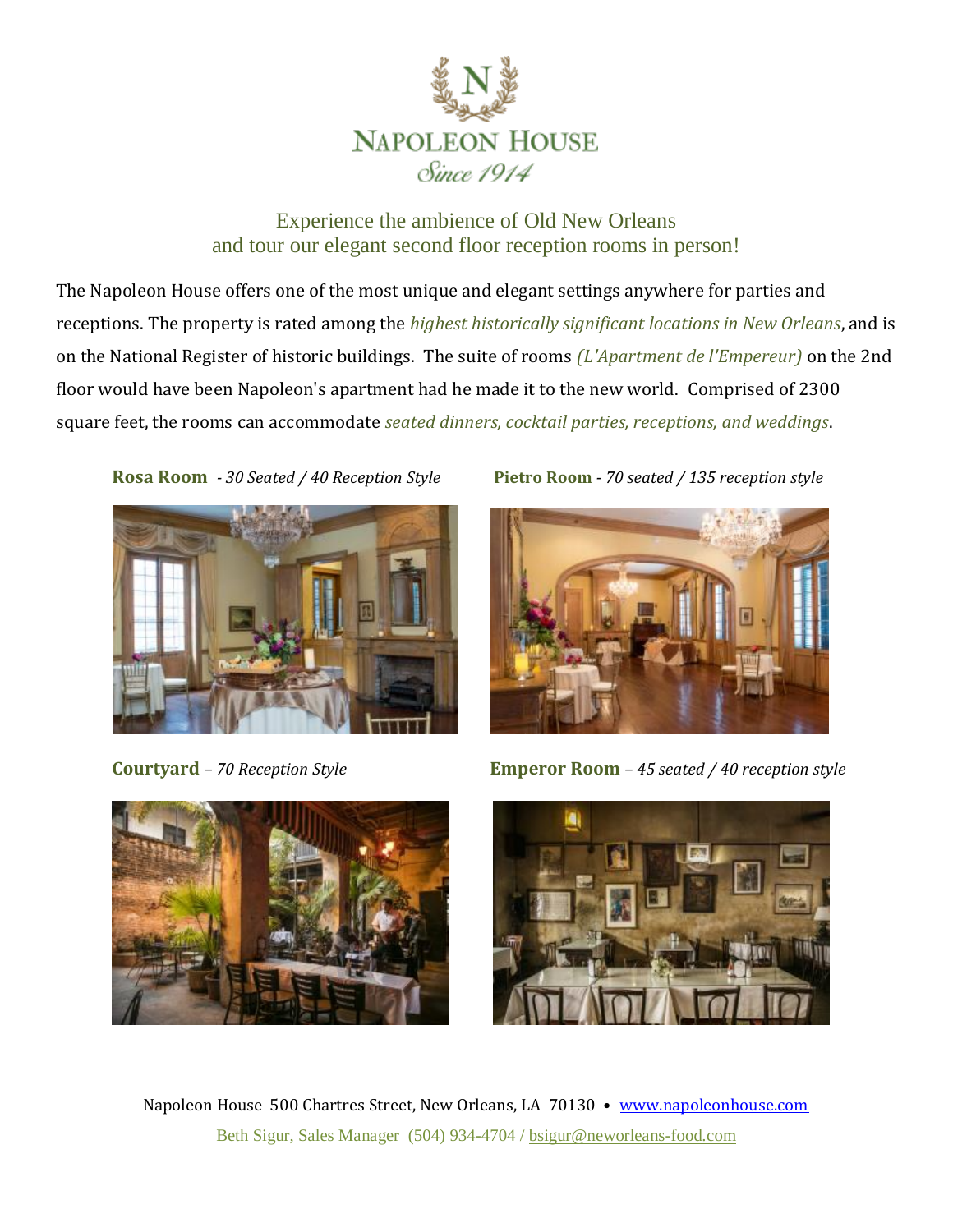# NAPOLEON HOUSE

*Since 1914*

Experience the ambience of Old New Orleans
and tour our elegant second floor reception rooms in person!

The Napoleon House offers one of the most unique and elegant settings anywhere for parties and receptions. The property is rated among the *highest historically significant locations in New Orleans*, and is on the National Register of historic buildings. The suite of rooms *(L'Apartment de l'Empereur)* on the 2nd floor would have been Napoleon's apartment had he made it to the new world. Comprised of 2300 square feet, the rooms can accommodate *seated dinners, cocktail parties, receptions, and weddings*.

**Rosa Room** *- 30 Seated / 40 Reception Style*

**Pietro Room** *- 70 seated / 135 reception style*

**Courtyard** *– 70 Reception Style*

**Emperor Room** *– 45 seated / 40 reception style*

Napoleon House 500 Chartres Street, New Orleans, LA 70130 • www.napoleonhouse.com

Beth Sigur, Sales Manager (504) 934-4704 / bsigur@neworleans-food.com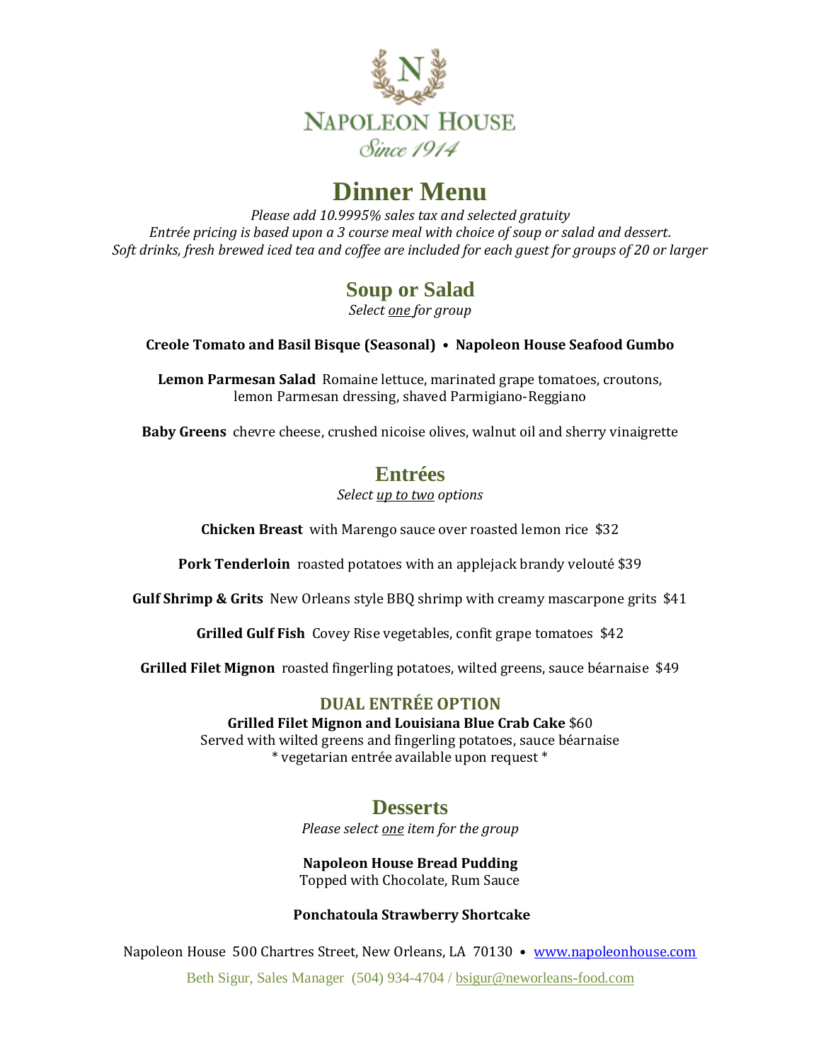# NAPOLEON HOUSE

*Since 1914*

# Dinner Menu

*Please add 10.9995% sales tax and selected gratuity*
*Entrée pricing is based upon a 3 course meal with choice of soup or salad and dessert.*
*Soft drinks, fresh brewed iced tea and coffee are included for each guest for groups of 20 or larger*

## Soup or Salad

*Select one for group*

**Creole Tomato and Basil Bisque (Seasonal)** • **Napoleon House Seafood Gumbo**

**Lemon Parmesan Salad** Romaine lettuce, marinated grape tomatoes, croutons, lemon Parmesan dressing, shaved Parmigiano-Reggiano

**Baby Greens** chevre cheese, crushed nicoise olives, walnut oil and sherry vinaigrette

## Entrées

*Select up to two options*

**Chicken Breast** with Marengo sauce over roasted lemon rice $32

**Pork Tenderloin** roasted potatoes with an applejack brandy velouté $39

**Gulf Shrimp & Grits** New Orleans style BBQ shrimp with creamy mascarpone grits $41

**Grilled Gulf Fish** Covey Rise vegetables, confit grape tomatoes $42

**Grilled Filet Mignon** roasted fingerling potatoes, wilted greens, sauce béarnaise $49

### DUAL ENTRÉE OPTION

**Grilled Filet Mignon and Louisiana Blue Crab Cake** $60
Served with wilted greens and fingerling potatoes, sauce béarnaise
* vegetarian entrée available upon request *

## Desserts

*Please select one item for the group*

**Napoleon House Bread Pudding**
Topped with Chocolate, Rum Sauce

**Ponchatoula Strawberry Shortcake**

Napoleon House 500 Chartres Street, New Orleans, LA 70130 • www.napoleonhouse.com

Beth Sigur, Sales Manager (504) 934-4704 / bsigur@neworleans-food.com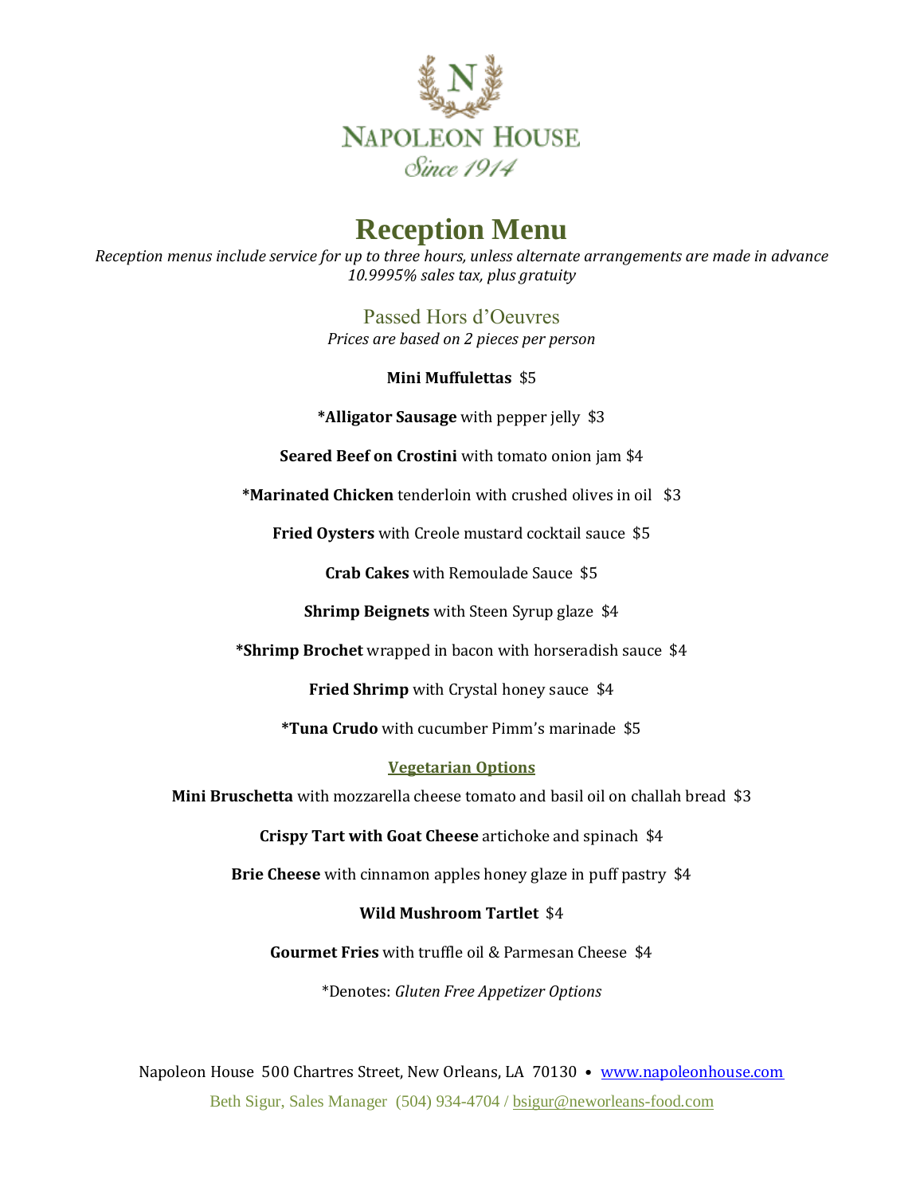NAPOLEON HOUSE
*Since 1914*

# Reception Menu

*Reception menus include service for up to three hours, unless alternate arrangements are made in advance*
*10.9995% sales tax, plus gratuity*

## Passed Hors d'Oeuvres

*Prices are based on 2 pieces per person*

**Mini Muffulettas** $5

***Alligator Sausage** with pepper jelly $3

**Seared Beef on Crostini** with tomato onion jam $4

***Marinated Chicken** tenderloin with crushed olives in oil $3

**Fried Oysters** with Creole mustard cocktail sauce $5

**Crab Cakes** with Remoulade Sauce $5

**Shrimp Beignets** with Steen Syrup glaze $4

***Shrimp Brochet** wrapped in bacon with horseradish sauce $4

**Fried Shrimp** with Crystal honey sauce $4

***Tuna Crudo** with cucumber Pimm's marinade $5

### Vegetarian Options

**Mini Bruschetta** with mozzarella cheese tomato and basil oil on challah bread $3

**Crispy Tart with Goat Cheese** artichoke and spinach $4

**Brie Cheese** with cinnamon apples honey glaze in puff pastry $4

**Wild Mushroom Tartlet** $4

**Gourmet Fries** with truffle oil & Parmesan Cheese $4

*Denotes: *Gluten Free Appetizer Options*

Napoleon House 500 Chartres Street, New Orleans, LA 70130 • www.napoleonhouse.com

Beth Sigur, Sales Manager (504) 934-4704 / bsigur@neworleans-food.com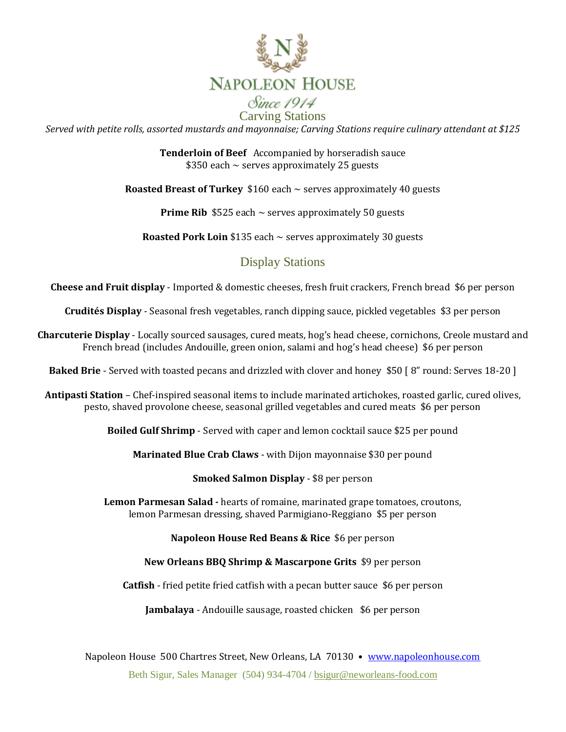# NAPOLEON HOUSE

*Since 1914*

## Carving Stations

*Served with petite rolls, assorted mustards and mayonnaise; Carving Stations require culinary attendant at $125*

**Tenderloin of Beef** Accompanied by horseradish sauce
$350 each ~ serves approximately 25 guests

**Roasted Breast of Turkey** $160 each ~ serves approximately 40 guests

**Prime Rib** $525 each ~ serves approximately 50 guests

**Roasted Pork Loin** $135 each ~ serves approximately 30 guests

## Display Stations

**Cheese and Fruit display** - Imported & domestic cheeses, fresh fruit crackers, French bread $6 per person

**Crudités Display** - Seasonal fresh vegetables, ranch dipping sauce, pickled vegetables $3 per person

**Charcuterie Display** - Locally sourced sausages, cured meats, hog's head cheese, cornichons, Creole mustard and French bread (includes Andouille, green onion, salami and hog's head cheese) $6 per person

**Baked Brie** - Served with toasted pecans and drizzled with clover and honey $50 [ 8" round: Serves 18-20 ]

**Antipasti Station** – Chef-inspired seasonal items to include marinated artichokes, roasted garlic, cured olives, pesto, shaved provolone cheese, seasonal grilled vegetables and cured meats $6 per person

**Boiled Gulf Shrimp** - Served with caper and lemon cocktail sauce $25 per pound

**Marinated Blue Crab Claws** - with Dijon mayonnaise $30 per pound

**Smoked Salmon Display** - $8 per person

**Lemon Parmesan Salad -** hearts of romaine, marinated grape tomatoes, croutons, lemon Parmesan dressing, shaved Parmigiano-Reggiano $5 per person

**Napoleon House Red Beans & Rice** $6 per person

**New Orleans BBQ Shrimp & Mascarpone Grits** $9 per person

**Catfish** - fried petite fried catfish with a pecan butter sauce $6 per person

**Jambalaya** - Andouille sausage, roasted chicken $6 per person

Napoleon House 500 Chartres Street, New Orleans, LA 70130 • www.napoleonhouse.com

Beth Sigur, Sales Manager (504) 934-4704 / bsigur@neworleans-food.com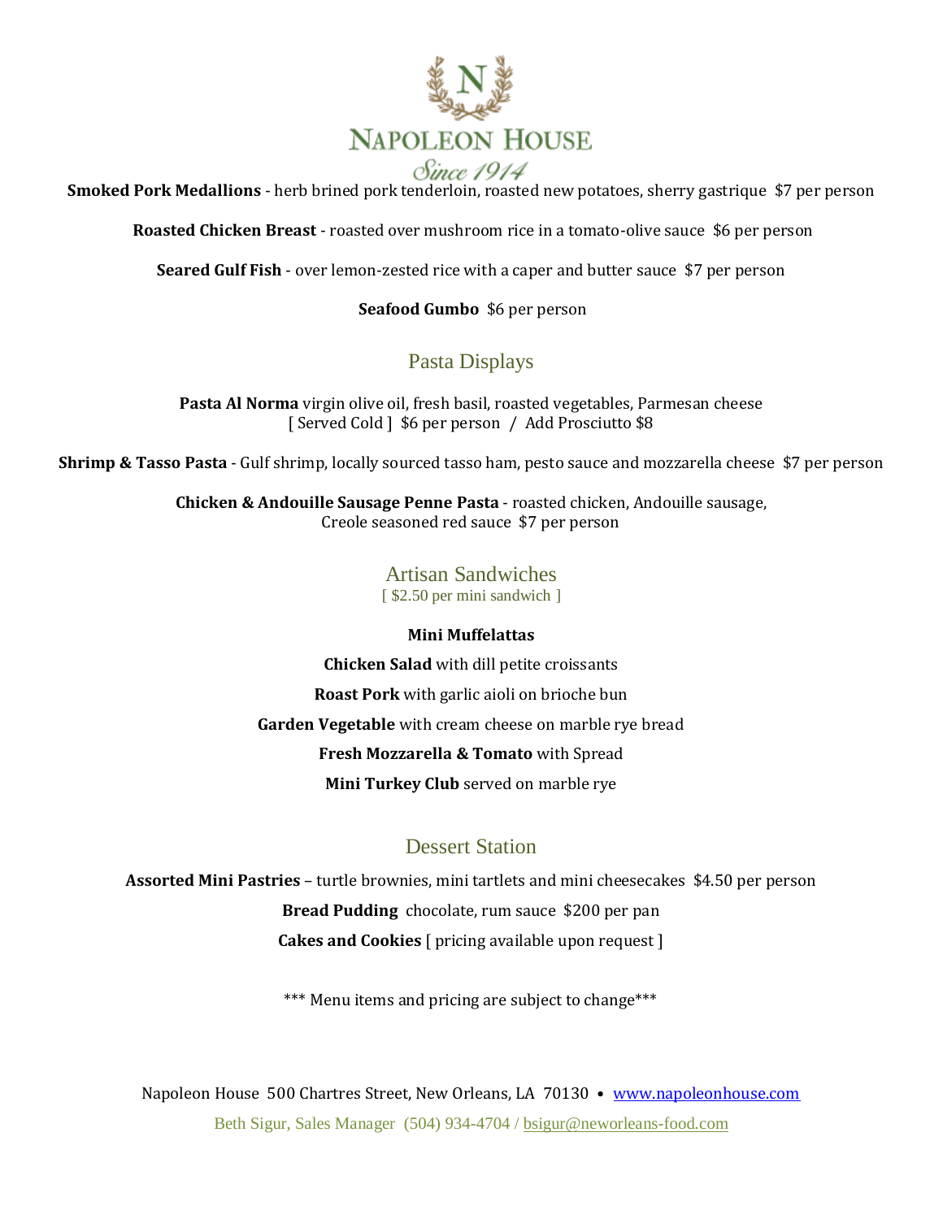NAPOLEON HOUSE
Since 1914

**Smoked Pork Medallions** - herb brined pork tenderloin, roasted new potatoes, sherry gastrique $7 per person

**Roasted Chicken Breast** - roasted over mushroom rice in a tomato-olive sauce $6 per person

**Seared Gulf Fish** - over lemon-zested rice with a caper and butter sauce $7 per person

**Seafood Gumbo** $6 per person

## Pasta Displays

**Pasta Al Norma** virgin olive oil, fresh basil, roasted vegetables, Parmesan cheese
[ Served Cold ] $6 per person / Add Prosciutto $8

**Shrimp & Tasso Pasta** - Gulf shrimp, locally sourced tasso ham, pesto sauce and mozzarella cheese $7 per person

**Chicken & Andouille Sausage Penne Pasta** - roasted chicken, Andouille sausage,
Creole seasoned red sauce $7 per person

## Artisan Sandwiches

[ $2.50 per mini sandwich ]

**Mini Muffelattas**

**Chicken Salad** with dill petite croissants

**Roast Pork** with garlic aioli on brioche bun

**Garden Vegetable** with cream cheese on marble rye bread

**Fresh Mozzarella & Tomato** with Spread

**Mini Turkey Club** served on marble rye

## Dessert Station

**Assorted Mini Pastries** – turtle brownies, mini tartlets and mini cheesecakes $4.50 per person

**Bread Pudding** chocolate, rum sauce $200 per pan

**Cakes and Cookies** [ pricing available upon request ]

*** Menu items and pricing are subject to change***

Napoleon House 500 Chartres Street, New Orleans, LA 70130 • www.napoleonhouse.com

Beth Sigur, Sales Manager (504) 934-4704 / bsigur@neworleans-food.com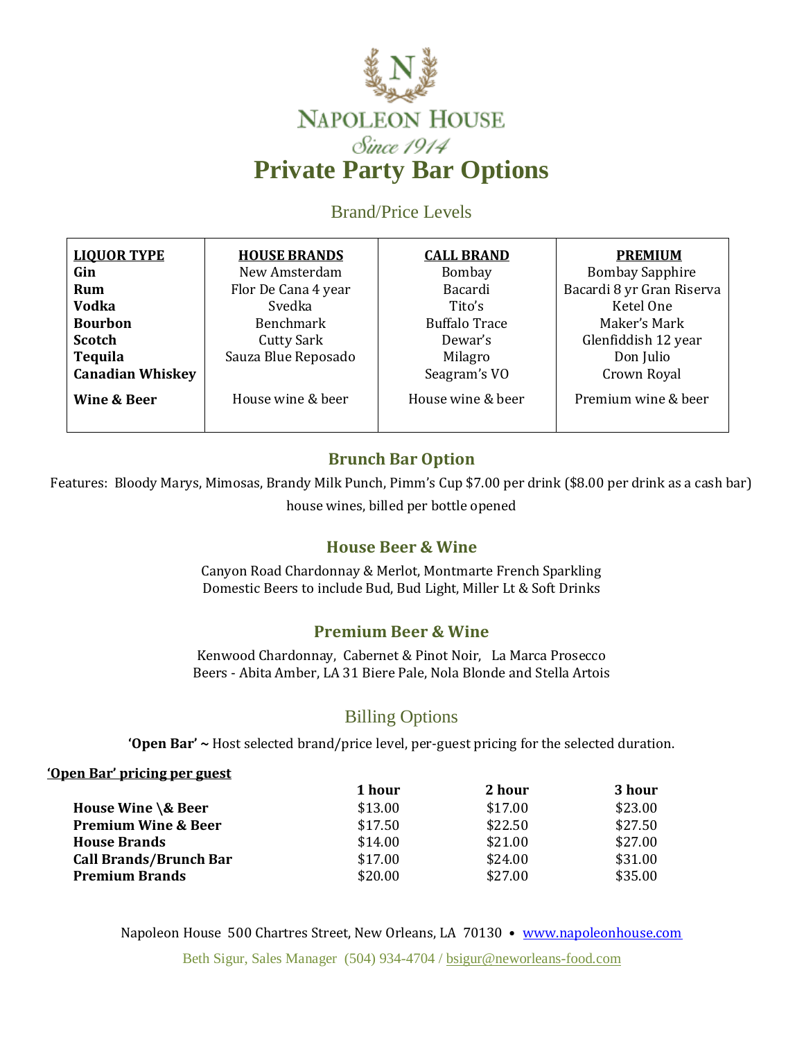# NAPOLEON HOUSE

*Since 1914*

# Private Party Bar Options

## Brand/Price Levels

| LIQUOR TYPE | HOUSE BRANDS | CALL BRAND | PREMIUM |
|---|---|---|---|
| **Gin** | New Amsterdam | Bombay | Bombay Sapphire |
| **Rum** | Flor De Cana 4 year | Bacardi | Bacardi 8 yr Gran Riserva |
| **Vodka** | Svedka | Tito's | Ketel One |
| **Bourbon** | Benchmark | Buffalo Trace | Maker's Mark |
| **Scotch** | Cutty Sark | Dewar's | Glenfiddish 12 year |
| **Tequila** | Sauza Blue Reposado | Milagro | Don Julio |
| **Canadian Whiskey** | | Seagram's VO | Crown Royal |
| **Wine & Beer** | House wine & beer | House wine & beer | Premium wine & beer |

### Brunch Bar Option

Features: Bloody Marys, Mimosas, Brandy Milk Punch, Pimm's Cup $7.00 per drink ($8.00 per drink as a cash bar) house wines, billed per bottle opened

### House Beer & Wine

Canyon Road Chardonnay & Merlot, Montmarte French Sparkling
Domestic Beers to include Bud, Bud Light, Miller Lt & Soft Drinks

### Premium Beer & Wine

Kenwood Chardonnay, Cabernet & Pinot Noir, La Marca Prosecco
Beers - Abita Amber, LA 31 Biere Pale, Nola Blonde and Stella Artois

## Billing Options

**'Open Bar' ~** Host selected brand/price level, per-guest pricing for the selected duration.

**'Open Bar' pricing per guest**

| | 1 hour | 2 hour | 3 hour |
|---|---|---|---|
| **House Wine \& Beer** | $13.00 | $17.00 | $23.00 |
| **Premium Wine & Beer** | $17.50 | $22.50 | $27.50 |
| **House Brands** | $14.00 | $21.00 | $27.00 |
| **Call Brands/Brunch Bar** | $17.00 | $24.00 | $31.00 |
| **Premium Brands** | $20.00 | $27.00 | $35.00 |

Napoleon House 500 Chartres Street, New Orleans, LA 70130 • www.napoleonhouse.com

Beth Sigur, Sales Manager (504) 934-4704 / bsigur@neworleans-food.com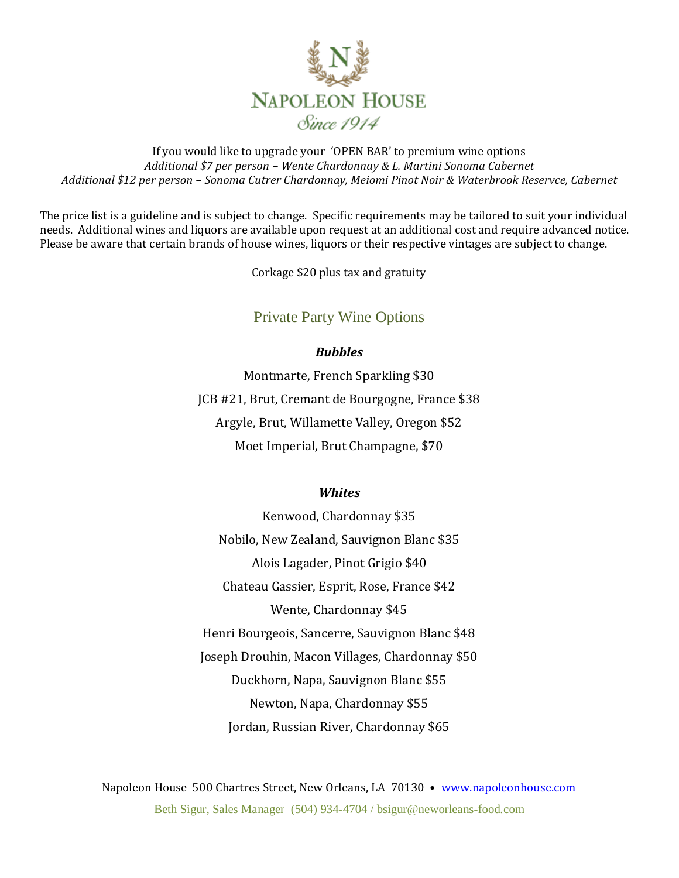# NAPOLEON HOUSE

*Since 1914*

If you would like to upgrade your 'OPEN BAR' to premium wine options

*Additional $7 per person – Wente Chardonnay & L. Martini Sonoma Cabernet*

*Additional $12 per person – Sonoma Cutrer Chardonnay, Meiomi Pinot Noir & Waterbrook Reservce, Cabernet*

The price list is a guideline and is subject to change. Specific requirements may be tailored to suit your individual needs. Additional wines and liquors are available upon request at an additional cost and require advanced notice. Please be aware that certain brands of house wines, liquors or their respective vintages are subject to change.

Corkage $20 plus tax and gratuity

## Private Party Wine Options

### *Bubbles*

Montmarte, French Sparkling $30

JCB #21, Brut, Cremant de Bourgogne, France $38

Argyle, Brut, Willamette Valley, Oregon $52

Moet Imperial, Brut Champagne, $70

### *Whites*

Kenwood, Chardonnay $35

Nobilo, New Zealand, Sauvignon Blanc $35

Alois Lagader, Pinot Grigio $40

Chateau Gassier, Esprit, Rose, France $42

Wente, Chardonnay $45

Henri Bourgeois, Sancerre, Sauvignon Blanc $48

Joseph Drouhin, Macon Villages, Chardonnay $50

Duckhorn, Napa, Sauvignon Blanc $55

Newton, Napa, Chardonnay $55

Jordan, Russian River, Chardonnay $65

Napoleon House 500 Chartres Street, New Orleans, LA 70130 • www.napoleonhouse.com

Beth Sigur, Sales Manager (504) 934-4704 / bsigur@neworleans-food.com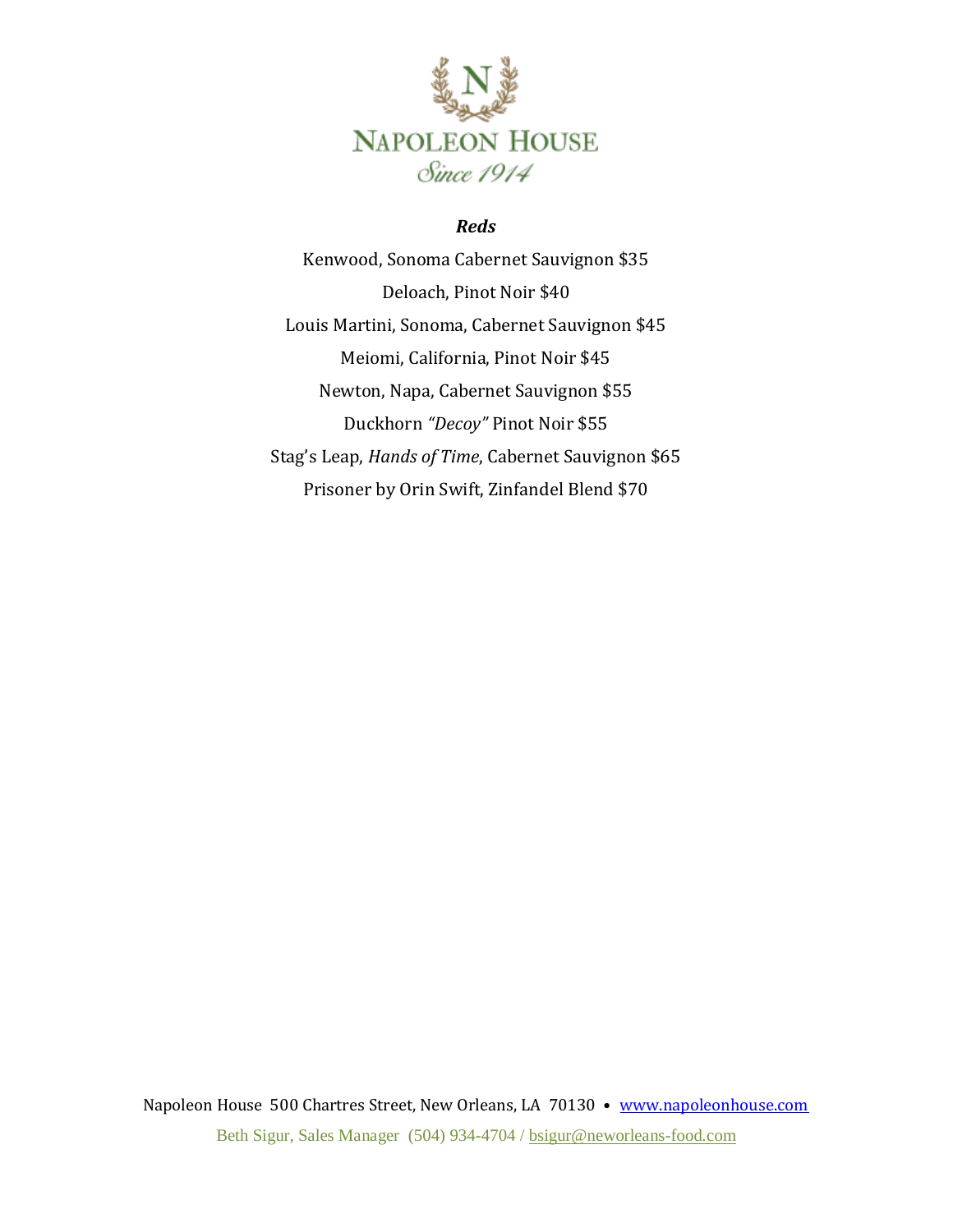# NAPOLEON HOUSE

*Since 1914*

***Reds***

Kenwood, Sonoma Cabernet Sauvignon $35

Deloach, Pinot Noir $40

Louis Martini, Sonoma, Cabernet Sauvignon $45

Meiomi, California, Pinot Noir $45

Newton, Napa, Cabernet Sauvignon $55

Duckhorn *"Decoy"* Pinot Noir $55

Stag's Leap, *Hands of Time*, Cabernet Sauvignon $65

Prisoner by Orin Swift, Zinfandel Blend $70

Napoleon House 500 Chartres Street, New Orleans, LA 70130 • www.napoleonhouse.com

Beth Sigur, Sales Manager (504) 934-4704 / bsigur@neworleans-food.com